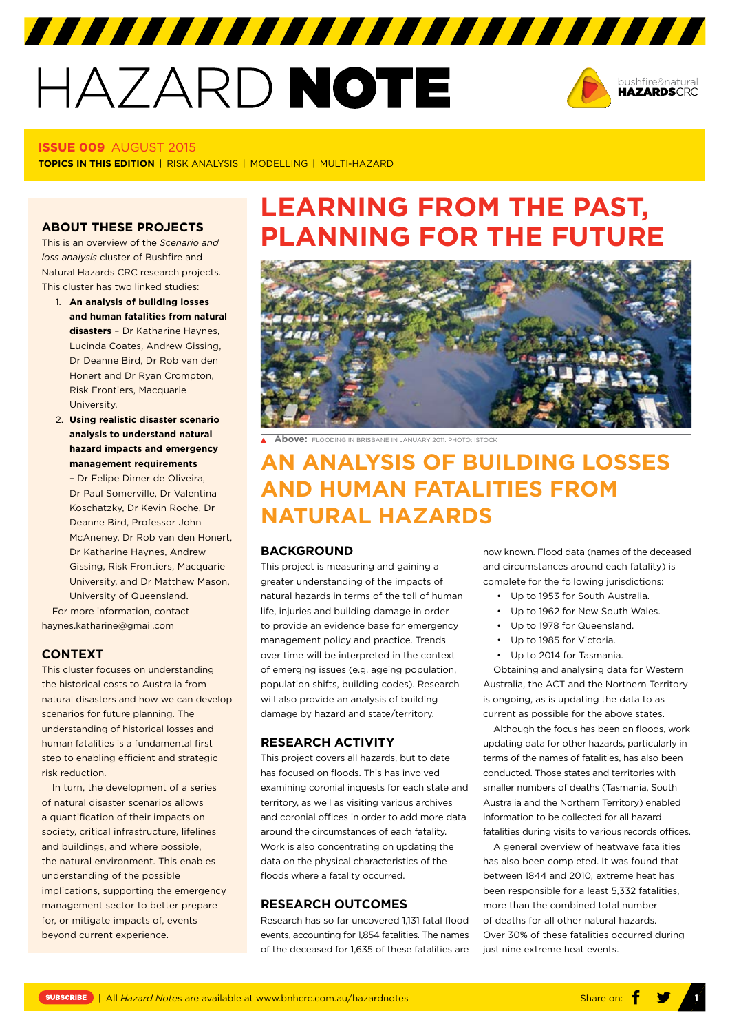# HAZARD NOTE

**ISSUE 009** AUGUST 2015

**TOPICS IN THIS EDITION** | RISK ANALYSIS | MODELLING | MULTI-HAZARD

## ABOUT THESE PROJECTS

This is an overview of the *Scenario and loss analysis* cluster of Bushfire and Natural Hazards CRC research projects. This cluster has two linked studies:

1. **An analysis of building losses and human fatalities from natural disasters** – Dr Katharine Haynes, Lucinda Coates, Andrew Gissing, Dr Deanne Bird, Dr Rob van den Honert and Dr Ryan Crompton, Risk Frontiers, Macquarie University.
2. **Using realistic disaster scenario analysis to understand natural hazard impacts and emergency management requirements** – Dr Felipe Dimer de Oliveira, Dr Paul Somerville, Dr Valentina Koschatzky, Dr Kevin Roche, Dr Deanne Bird, Professor John McAneney, Dr Rob van den Honert, Dr Katharine Haynes, Andrew Gissing, Risk Frontiers, Macquarie University, and Dr Matthew Mason, University of Queensland.

For more information, contact haynes.katharine@gmail.com

## CONTEXT

This cluster focuses on understanding the historical costs to Australia from natural disasters and how we can develop scenarios for future planning. The understanding of historical losses and human fatalities is a fundamental first step to enabling efficient and strategic risk reduction.

In turn, the development of a series of natural disaster scenarios allows a quantification of their impacts on society, critical infrastructure, lifelines and buildings, and where possible, the natural environment. This enables understanding of the possible implications, supporting the emergency management sector to better prepare for, or mitigate impacts of, events beyond current experience.

# LEARNING FROM THE PAST, PLANNING FOR THE FUTURE

**Above:** FLOODING IN BRISBANE IN JANUARY 2011. PHOTO: ISTOCK

## AN ANALYSIS OF BUILDING LOSSES AND HUMAN FATALITIES FROM NATURAL HAZARDS

### BACKGROUND

This project is measuring and gaining a greater understanding of the impacts of natural hazards in terms of the toll of human life, injuries and building damage in order to provide an evidence base for emergency management policy and practice. Trends over time will be interpreted in the context of emerging issues (e.g. ageing population, population shifts, building codes). Research will also provide an analysis of building damage by hazard and state/territory.

### RESEARCH ACTIVITY

This project covers all hazards, but to date has focused on floods. This has involved examining coronial inquests for each state and territory, as well as visiting various archives and coronial offices in order to add more data around the circumstances of each fatality. Work is also concentrating on updating the data on the physical characteristics of the floods where a fatality occurred.

### RESEARCH OUTCOMES

Research has so far uncovered 1,131 fatal flood events, accounting for 1,854 fatalities. The names of the deceased for 1,635 of these fatalities are now known. Flood data (names of the deceased and circumstances around each fatality) is complete for the following jurisdictions:

- Up to 1953 for South Australia.
- Up to 1962 for New South Wales.
- Up to 1978 for Queensland.
- Up to 1985 for Victoria.
- Up to 2014 for Tasmania.

Obtaining and analysing data for Western Australia, the ACT and the Northern Territory is ongoing, as is updating the data to as current as possible for the above states.

Although the focus has been on floods, work updating data for other hazards, particularly in terms of the names of fatalities, has also been conducted. Those states and territories with smaller numbers of deaths (Tasmania, South Australia and the Northern Territory) enabled information to be collected for all hazard fatalities during visits to various records offices.

A general overview of heatwave fatalities has also been completed. It was found that between 1844 and 2010, extreme heat has been responsible for a least 5,332 fatalities, more than the combined total number of deaths for all other natural hazards. Over 30% of these fatalities occurred during just nine extreme heat events.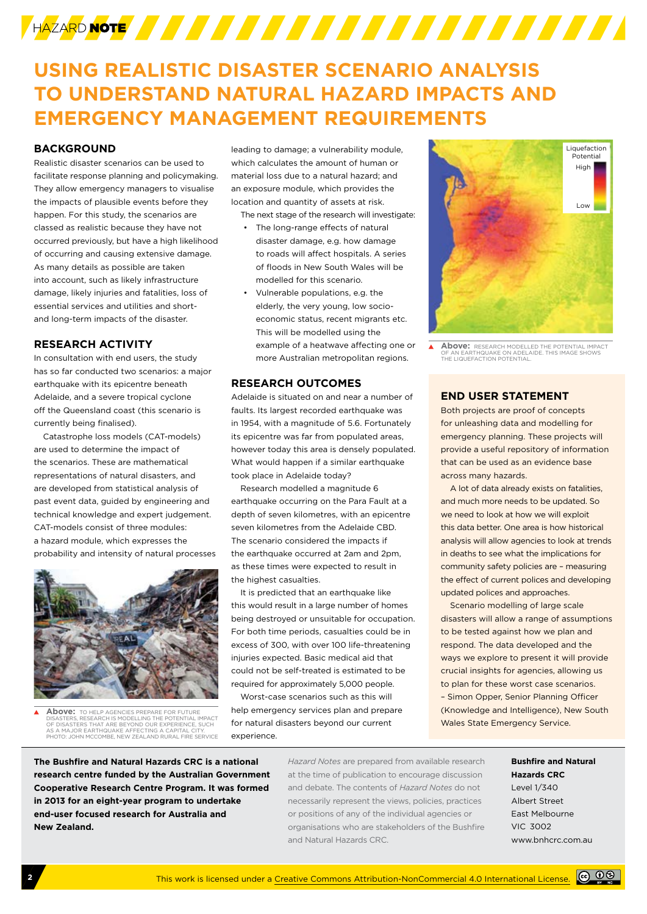# USING REALISTIC DISASTER SCENARIO ANALYSIS TO UNDERSTAND NATURAL HAZARD IMPACTS AND EMERGENCY MANAGEMENT REQUIREMENTS

## BACKGROUND

Realistic disaster scenarios can be used to facilitate response planning and policymaking. They allow emergency managers to visualise the impacts of plausible events before they happen. For this study, the scenarios are classed as realistic because they have not occurred previously, but have a high likelihood of occurring and causing extensive damage. As many details as possible are taken into account, such as likely infrastructure damage, likely injuries and fatalities, loss of essential services and utilities and short- and long-term impacts of the disaster.

## RESEARCH ACTIVITY

In consultation with end users, the study has so far conducted two scenarios: a major earthquake with its epicentre beneath Adelaide, and a severe tropical cyclone off the Queensland coast (this scenario is currently being finalised).

Catastrophe loss models (CAT-models) are used to determine the impact of the scenarios. These are mathematical representations of natural disasters, and are developed from statistical analysis of past event data, guided by engineering and technical knowledge and expert judgement. CAT-models consist of three modules: a hazard module, which expresses the probability and intensity of natural processes leading to damage; a vulnerability module, which calculates the amount of human or material loss due to a natural hazard; and an exposure module, which provides the location and quantity of assets at risk.

**Above:** TO HELP AGENCIES PREPARE FOR FUTURE DISASTERS, RESEARCH IS MODELLING THE POTENTIAL IMPACT OF DISASTERS THAT ARE BEYOND OUR EXPERIENCE, SUCH AS A MAJOR EARTHQUAKE AFFECTING A CAPITAL CITY. PHOTO: JOHN MCCOMBE, NEW ZEALAND RURAL FIRE SERVICE

The next stage of the research will investigate:

- The long-range effects of natural disaster damage, e.g. how damage to roads will affect hospitals. A series of floods in New South Wales will be modelled for this scenario.
- Vulnerable populations, e.g. the elderly, the very young, low socio-economic status, recent migrants etc. This will be modelled using the example of a heatwave affecting one or more Australian metropolitan regions.

## RESEARCH OUTCOMES

Adelaide is situated on and near a number of faults. Its largest recorded earthquake was in 1954, with a magnitude of 5.6. Fortunately its epicentre was far from populated areas, however today this area is densely populated. What would happen if a similar earthquake took place in Adelaide today?

Research modelled a magnitude 6 earthquake occurring on the Para Fault at a depth of seven kilometres, with an epicentre seven kilometres from the Adelaide CBD. The scenario considered the impacts if the earthquake occurred at 2am and 2pm, as these times were expected to result in the highest casualties.

It is predicted that an earthquake like this would result in a large number of homes being destroyed or unsuitable for occupation. For both time periods, casualties could be in excess of 300, with over 100 life-threatening injuries expected. Basic medical aid that could not be self-treated is estimated to be required for approximately 5,000 people.

Worst-case scenarios such as this will help emergency services plan and prepare for natural disasters beyond our current experience.

Liquefaction Potential
High
Low

**Above:** RESEARCH MODELLED THE POTENTIAL IMPACT OF AN EARTHQUAKE ON ADELAIDE. THIS IMAGE SHOWS THE LIQUEFACTION POTENTIAL.

## END USER STATEMENT

Both projects are proof of concepts for unleashing data and modelling for emergency planning. These projects will provide a useful repository of information that can be used as an evidence base across many hazards.

A lot of data already exists on fatalities, and much more needs to be updated. So we need to look at how we will exploit this data better. One area is how historical analysis will allow agencies to look at trends in deaths to see what the implications for community safety policies are – measuring the effect of current polices and developing updated polices and approaches.

Scenario modelling of large scale disasters will allow a range of assumptions to be tested against how we plan and respond. The data developed and the ways we explore to present it will provide crucial insights for agencies, allowing us to plan for these worst case scenarios.

– Simon Opper, Senior Planning Officer (Knowledge and Intelligence), New South Wales State Emergency Service.

---

**The Bushfire and Natural Hazards CRC is a national research centre funded by the Australian Government Cooperative Research Centre Program. It was formed in 2013 for an eight-year program to undertake end-user focused research for Australia and New Zealand.**

*Hazard Notes* are prepared from available research at the time of publication to encourage discussion and debate. The contents of *Hazard Notes* do not necessarily represent the views, policies, practices or positions of any of the individual agencies or organisations who are stakeholders of the Bushfire and Natural Hazards CRC.

**Bushfire and Natural Hazards CRC**
Level 1/340
Albert Street
East Melbourne
VIC 3002
www.bnhcrc.com.au

This work is licensed under a Creative Commons Attribution-NonCommercial 4.0 International License.